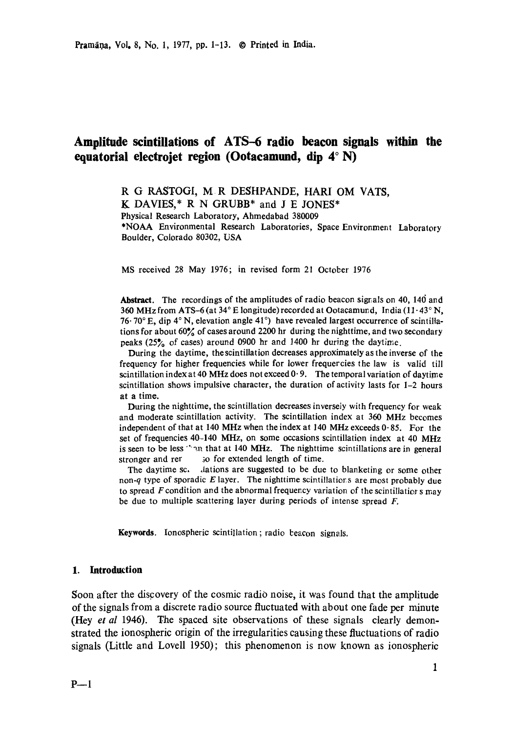# Amplitude scintillations of ATS–6 radio beacon signals within the equatorial electrojet region (Ootacamund, dip 4° N)

R G RASTOGI, M R DESHPANDE, HARI OM VATS,
K DAVIES,* R N GRUBB* and J E JONES*

Physical Research Laboratory, Ahmedabad 380009

*NOAA Environmental Research Laboratories, Space Environment Laboratory Boulder, Colorado 80302, USA

MS received 28 May 1976; in revised form 21 October 1976

**Abstract.** The recordings of the amplitudes of radio beacon signals on 40, 140 and 360 MHz from ATS–6 (at 34° E longitude) recorded at Ootacamund, India (11·43° N, 76·70° E, dip 4° N, elevation angle 41°) have revealed largest occurrence of scintillations for about 60% of cases around 2200 hr during the nighttime, and two secondary peaks (25% of cases) around 0900 hr and 1400 hr during the daytime.

During the daytime, the scintillation decreases approximately as the inverse of the frequency for higher frequencies while for lower frequencies the law is valid till scintillation index at 40 MHz does not exceed 0·9. The temporal variation of daytime scintillation shows impulsive character, the duration of activity lasts for 1–2 hours at a time.

During the nighttime, the scintillation decreases inversely with frequency for weak and moderate scintillation activity. The scintillation index at 360 MHz becomes independent of that at 140 MHz when the index at 140 MHz exceeds 0·85. For the set of frequencies 40–140 MHz, on some occasions scintillation index at 40 MHz is seen to be less than that at 140 MHz. The nighttime scintillations are in general stronger and rer ... so for extended length of time.

The daytime sc... ...lations are suggested to be due to blanketing or some other non-*q* type of sporadic *E* layer. The nighttime scintillations are most probably due to spread *F* condition and the abnormal frequency variation of the scintillations may be due to multiple scattering layer during periods of intense spread *F*.

**Keywords.** Ionospheric scintillation; radio beacon signals.

## 1. Introduction

Soon after the discovery of the cosmic radio noise, it was found that the amplitude of the signals from a discrete radio source fluctuated with about one fade per minute (Hey *et al* 1946). The spaced site observations of these signals clearly demonstrated the ionospheric origin of the irregularities causing these fluctuations of radio signals (Little and Lovell 1950); this phenomenon is now known as ionospheric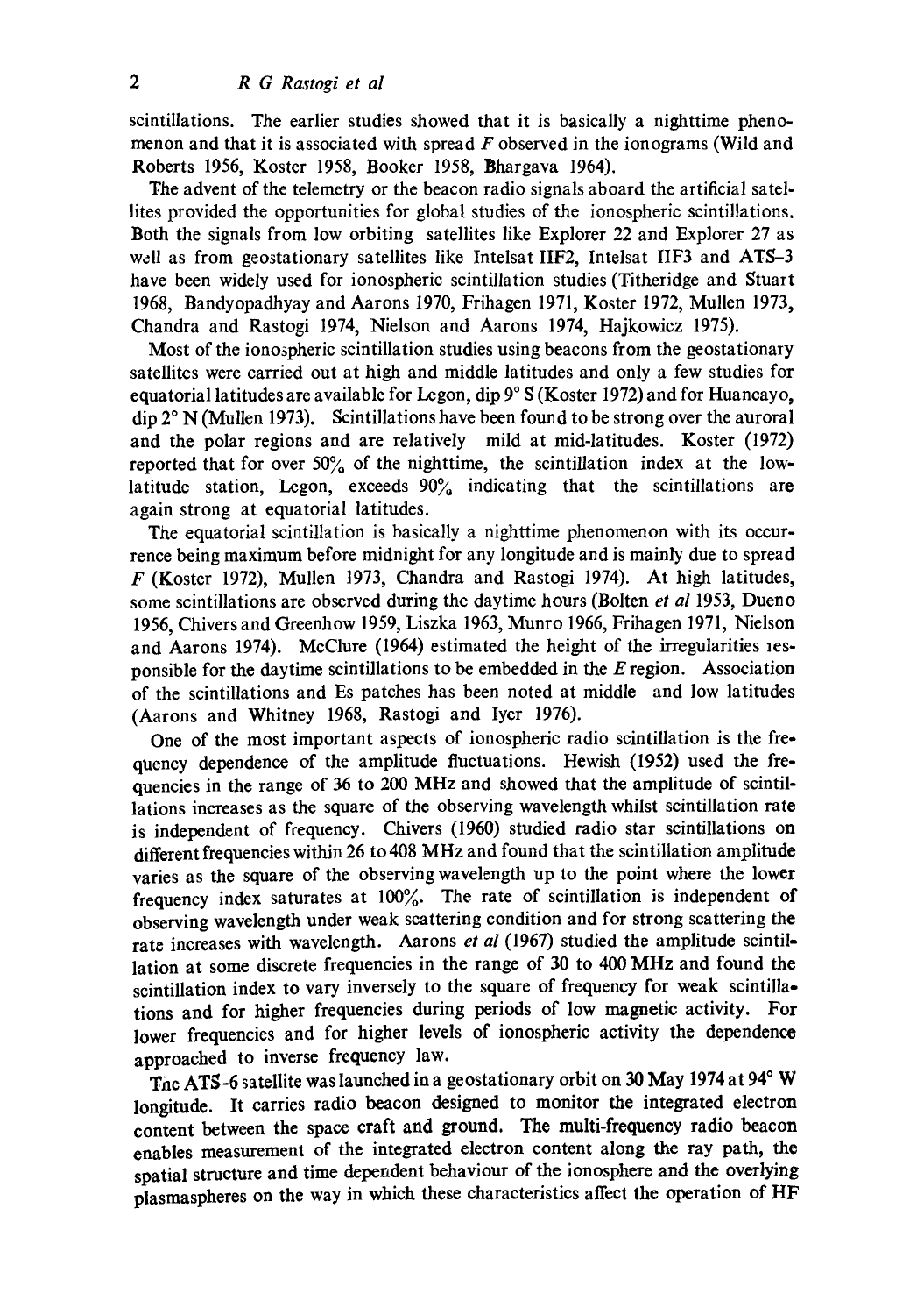scintillations. The earlier studies showed that it is basically a nighttime phenomenon and that it is associated with spread $F$ observed in the ionograms (Wild and Roberts 1956, Koster 1958, Booker 1958, Bhargava 1964).

The advent of the telemetry or the beacon radio signals aboard the artificial satellites provided the opportunities for global studies of the ionospheric scintillations. Both the signals from low orbiting satellites like Explorer 22 and Explorer 27 as well as from geostationary satellites like Intelsat IIF2, Intelsat IIF3 and ATS–3 have been widely used for ionospheric scintillation studies (Titheridge and Stuart 1968, Bandyopadhyay and Aarons 1970, Frihagen 1971, Koster 1972, Mullen 1973, Chandra and Rastogi 1974, Nielson and Aarons 1974, Hajkowicz 1975).

Most of the ionospheric scintillation studies using beacons from the geostationary satellites were carried out at high and middle latitudes and only a few studies for equatorial latitudes are available for Legon, dip 9° S (Koster 1972) and for Huancayo, dip 2° N (Mullen 1973). Scintillations have been found to be strong over the auroral and the polar regions and are relatively mild at mid-latitudes. Koster (1972) reported that for over 50% of the nighttime, the scintillation index at the low-latitude station, Legon, exceeds 90% indicating that the scintillations are again strong at equatorial latitudes.

The equatorial scintillation is basically a nighttime phenomenon with its occurrence being maximum before midnight for any longitude and is mainly due to spread $F$ (Koster 1972), Mullen 1973, Chandra and Rastogi 1974). At high latitudes, some scintillations are observed during the daytime hours (Bolten *et al* 1953, Dueno 1956, Chivers and Greenhow 1959, Liszka 1963, Munro 1966, Frihagen 1971, Nielson and Aarons 1974). McClure (1964) estimated the height of the irregularities responsible for the daytime scintillations to be embedded in the $E$ region. Association of the scintillations and Es patches has been noted at middle and low latitudes (Aarons and Whitney 1968, Rastogi and Iyer 1976).

One of the most important aspects of ionospheric radio scintillation is the frequency dependence of the amplitude fluctuations. Hewish (1952) used the frequencies in the range of 36 to 200 MHz and showed that the amplitude of scintillations increases as the square of the observing wavelength whilst scintillation rate is independent of frequency. Chivers (1960) studied radio star scintillations on different frequencies within 26 to 408 MHz and found that the scintillation amplitude varies as the square of the observing wavelength up to the point where the lower frequency index saturates at 100%. The rate of scintillation is independent of observing wavelength under weak scattering condition and for strong scattering the rate increases with wavelength. Aarons *et al* (1967) studied the amplitude scintillation at some discrete frequencies in the range of 30 to 400 MHz and found the scintillation index to vary inversely to the square of frequency for weak scintillations and for higher frequencies during periods of low magnetic activity. For lower frequencies and for higher levels of ionospheric activity the dependence approached to inverse frequency law.

The ATS-6 satellite was launched in a geostationary orbit on 30 May 1974 at 94° W longitude. It carries radio beacon designed to monitor the integrated electron content between the space craft and ground. The multi-frequency radio beacon enables measurement of the integrated electron content along the ray path, the spatial structure and time dependent behaviour of the ionosphere and the overlying plasmaspheres on the way in which these characteristics affect the operation of HF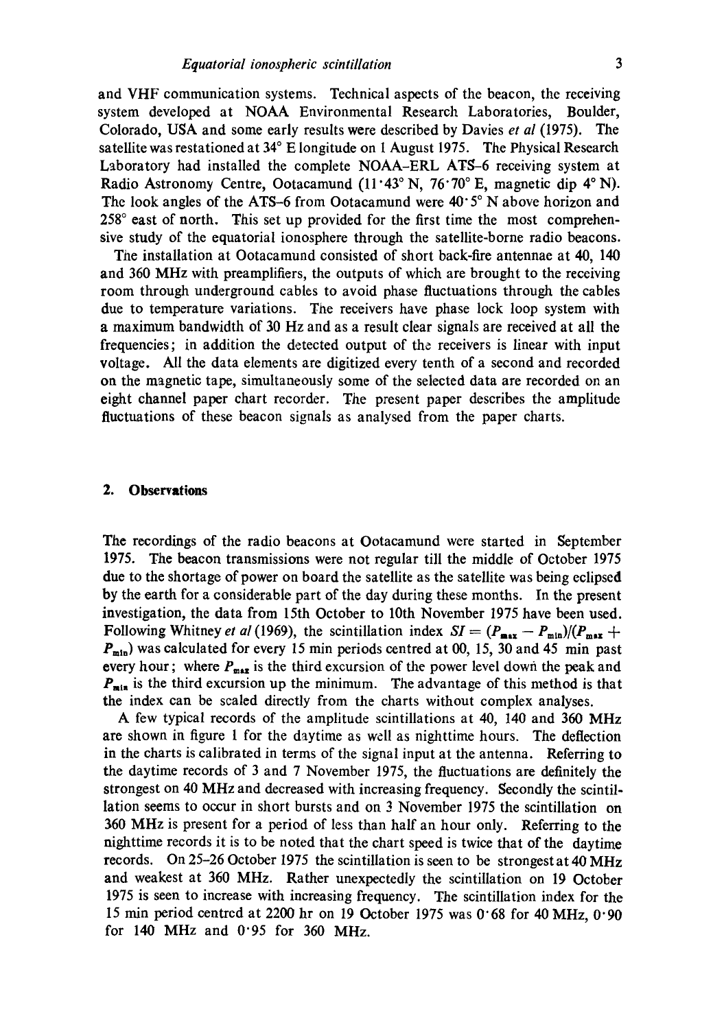and VHF communication systems. Technical aspects of the beacon, the receiving system developed at NOAA Environmental Research Laboratories, Boulder, Colorado, USA and some early results were described by Davies *et al* (1975). The satellite was restationed at 34° E longitude on 1 August 1975. The Physical Research Laboratory had installed the complete NOAA–ERL ATS–6 receiving system at Radio Astronomy Centre, Ootacamund (11·43° N, 76·70° E, magnetic dip 4° N). The look angles of the ATS–6 from Ootacamund were 40·5° N above horizon and 258° east of north. This set up provided for the first time the most comprehensive study of the equatorial ionosphere through the satellite-borne radio beacons.

The installation at Ootacamund consisted of short back-fire antennae at 40, 140 and 360 MHz with preamplifiers, the outputs of which are brought to the receiving room through underground cables to avoid phase fluctuations through the cables due to temperature variations. The receivers have phase lock loop system with a maximum bandwidth of 30 Hz and as a result clear signals are received at all the frequencies; in addition the detected output of the receivers is linear with input voltage. All the data elements are digitized every tenth of a second and recorded on the magnetic tape, simultaneously some of the selected data are recorded on an eight channel paper chart recorder. The present paper describes the amplitude fluctuations of these beacon signals as analysed from the paper charts.

## 2. Observations

The recordings of the radio beacons at Ootacamund were started in September 1975. The beacon transmissions were not regular till the middle of October 1975 due to the shortage of power on board the satellite as the satellite was being eclipsed by the earth for a considerable part of the day during these months. In the present investigation, the data from 15th October to 10th November 1975 have been used. Following Whitney *et al* (1969), the scintillation index $SI = (P_{max} - P_{min})/(P_{max} + P_{min})$ was calculated for every 15 min periods centred at 00, 15, 30 and 45 min past every hour; where $P_{max}$ is the third excursion of the power level down the peak and $P_{min}$ is the third excursion up the minimum. The advantage of this method is that the index can be scaled directly from the charts without complex analyses.

A few typical records of the amplitude scintillations at 40, 140 and 360 MHz are shown in figure 1 for the daytime as well as nighttime hours. The deflection in the charts is calibrated in terms of the signal input at the antenna. Referring to the daytime records of 3 and 7 November 1975, the fluctuations are definitely the strongest on 40 MHz and decreased with increasing frequency. Secondly the scintillation seems to occur in short bursts and on 3 November 1975 the scintillation on 360 MHz is present for a period of less than half an hour only. Referring to the nighttime records it is to be noted that the chart speed is twice that of the daytime records. On 25–26 October 1975 the scintillation is seen to be strongest at 40 MHz and weakest at 360 MHz. Rather unexpectedly the scintillation on 19 October 1975 is seen to increase with increasing frequency. The scintillation index for the 15 min period centred at 2200 hr on 19 October 1975 was 0·68 for 40 MHz, 0·90 for 140 MHz and 0·95 for 360 MHz.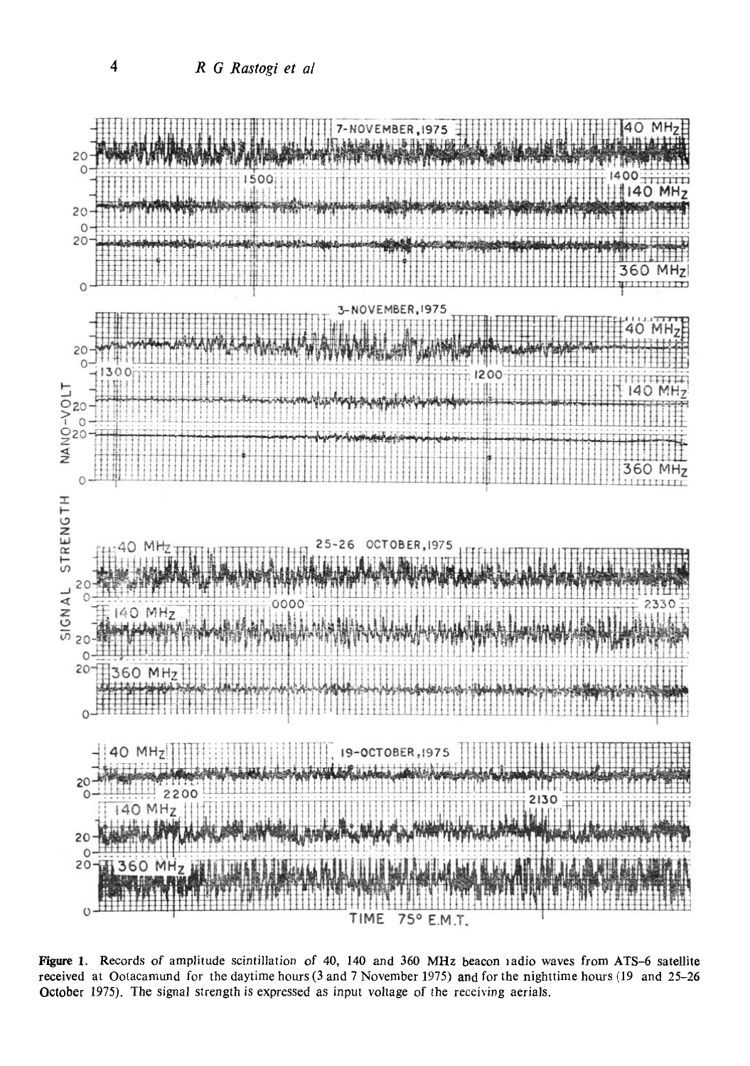Figure 1. Records of amplitude scintillation of 40, 140 and 360 MHz beacon radio waves from ATS–6 satellite received at Ootacamund for the daytime hours (3 and 7 November 1975) and for the nighttime hours (19 and 25–26 October 1975). The signal strength is expressed as input voltage of the receiving aerials.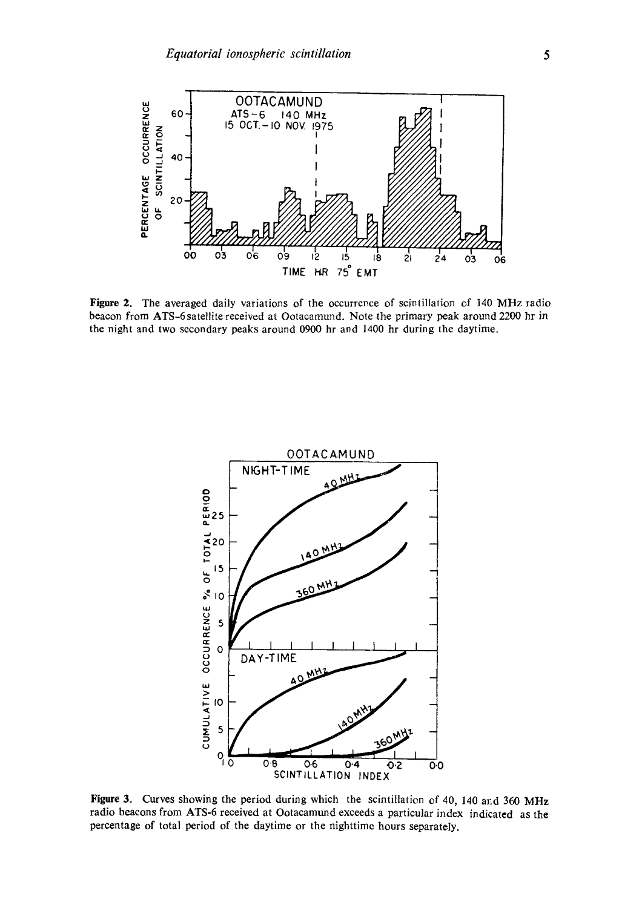**Figure 2.** The averaged daily variations of the occurrence of scintillation of 140 MHz radio beacon from ATS-6 satellite received at Ootacamund. Note the primary peak around 2200 hr in the night and two secondary peaks around 0900 hr and 1400 hr during the daytime.

**Figure 3.** Curves showing the period during which the scintillation of 40, 140 and 360 MHz radio beacons from ATS-6 received at Ootacamund exceeds a particular index indicated as the percentage of total period of the daytime or the nighttime hours separately.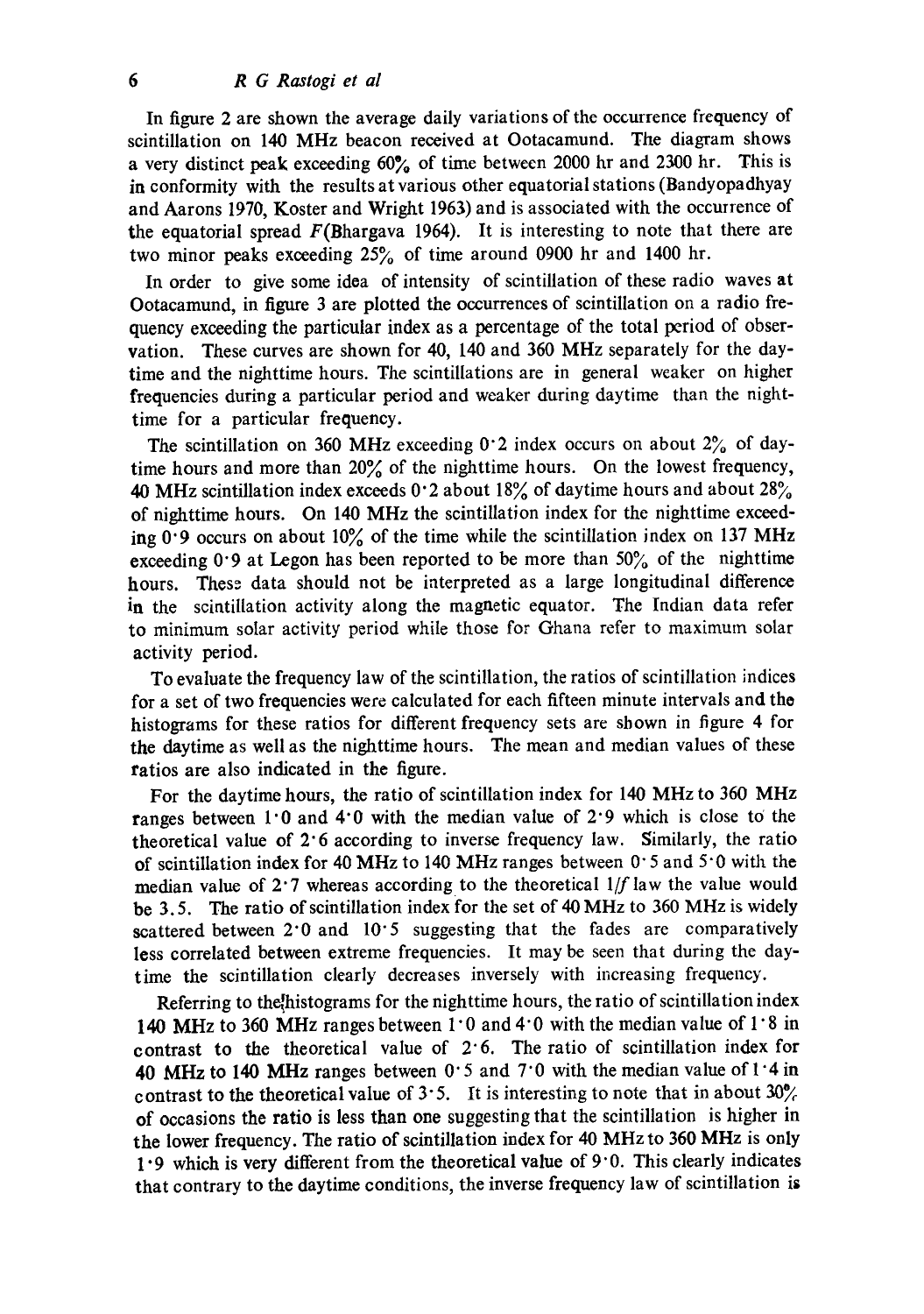In figure 2 are shown the average daily variations of the occurrence frequency of scintillation on 140 MHz beacon received at Ootacamund. The diagram shows a very distinct peak exceeding 60% of time between 2000 hr and 2300 hr. This is in conformity with the results at various other equatorial stations (Bandyopadhyay and Aarons 1970, Koster and Wright 1963) and is associated with the occurrence of the equatorial spread $F$(Bhargava 1964). It is interesting to note that there are two minor peaks exceeding 25% of time around 0900 hr and 1400 hr.

In order to give some idea of intensity of scintillation of these radio waves at Ootacamund, in figure 3 are plotted the occurrences of scintillation on a radio frequency exceeding the particular index as a percentage of the total period of observation. These curves are shown for 40, 140 and 360 MHz separately for the daytime and the nighttime hours. The scintillations are in general weaker on higher frequencies during a particular period and weaker during daytime than the nighttime for a particular frequency.

The scintillation on 360 MHz exceeding 0·2 index occurs on about 2% of daytime hours and more than 20% of the nighttime hours. On the lowest frequency, 40 MHz scintillation index exceeds 0·2 about 18% of daytime hours and about 28% of nighttime hours. On 140 MHz the scintillation index for the nighttime exceeding 0·9 occurs on about 10% of the time while the scintillation index on 137 MHz exceeding 0·9 at Legon has been reported to be more than 50% of the nighttime hours. These data should not be interpreted as a large longitudinal difference in the scintillation activity along the magnetic equator. The Indian data refer to minimum solar activity period while those for Ghana refer to maximum solar activity period.

To evaluate the frequency law of the scintillation, the ratios of scintillation indices for a set of two frequencies were calculated for each fifteen minute intervals and the histograms for these ratios for different frequency sets are shown in figure 4 for the daytime as well as the nighttime hours. The mean and median values of these ratios are also indicated in the figure.

For the daytime hours, the ratio of scintillation index for 140 MHz to 360 MHz ranges between 1·0 and 4·0 with the median value of 2·9 which is close to the theoretical value of 2·6 according to inverse frequency law. Similarly, the ratio of scintillation index for 40 MHz to 140 MHz ranges between 0·5 and 5·0 with the median value of 2·7 whereas according to the theoretical $1/f$ law the value would be 3.5. The ratio of scintillation index for the set of 40 MHz to 360 MHz is widely scattered between 2·0 and 10·5 suggesting that the fades are comparatively less correlated between extreme frequencies. It may be seen that during the daytime the scintillation clearly decreases inversely with increasing frequency.

Referring to the histograms for the nighttime hours, the ratio of scintillation index 140 MHz to 360 MHz ranges between 1·0 and 4·0 with the median value of 1·8 in contrast to the theoretical value of 2·6. The ratio of scintillation index for 40 MHz to 140 MHz ranges between 0·5 and 7·0 with the median value of 1·4 in contrast to the theoretical value of 3·5. It is interesting to note that in about 30% of occasions the ratio is less than one suggesting that the scintillation is higher in the lower frequency. The ratio of scintillation index for 40 MHz to 360 MHz is only 1·9 which is very different from the theoretical value of 9·0. This clearly indicates that contrary to the daytime conditions, the inverse frequency law of scintillation is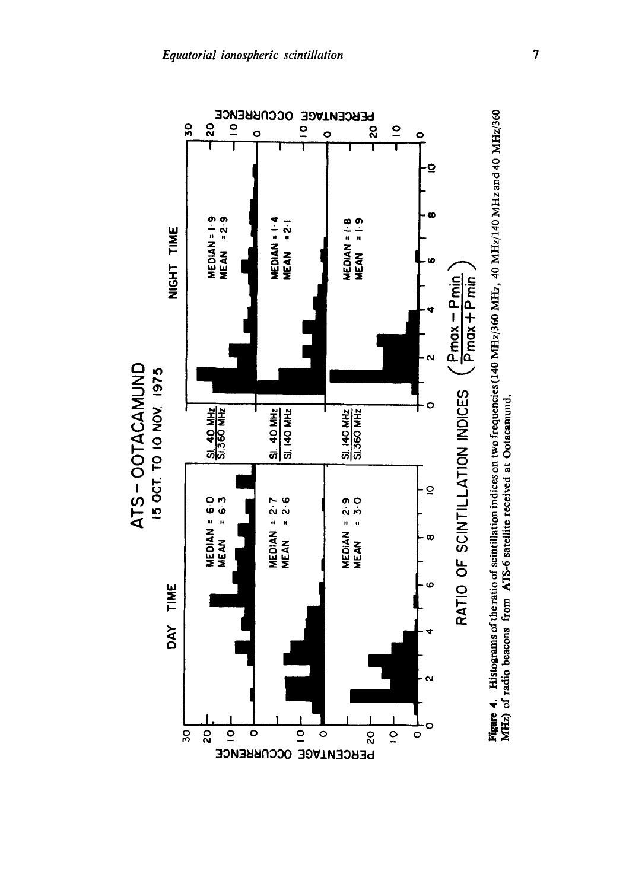ATS - OOTACAMUND

15 OCT. TO 10 NOV. 1975

| | DAY TIME | NIGHT TIME |
|---|---|---|
| SI. 40 MHz / SI. 360 MHz | MEDIAN = 6·0, MEAN = 6·3 | MEDIAN = 1·9, MEAN = 2·9 |
| SI. 40 MHz / SI. 140 MHz | MEDIAN = 2·7, MEAN = 2·6 | MEDIAN = 1·4, MEAN = 2·1 |
| SI. 140 MHz / SI. 360 MHz | MEDIAN = 2·9, MEAN = 3·0 | MEDIAN = 1·8, MEAN = 1·9 |

PERCENTAGE OCCURRENCE

RATIO OF SCINTILLATION INDICES $\left(\frac{P_{max} - P_{min}}{P_{max} + P_{min}}\right)$

**Figure 4.** Histograms of the ratio of scintillation indices on two frequencies (140 MHz/360 MHz, 40 MHz/140 MHz and 40 MHz/360 MHz) of radio beacons from ATS-6 satellite received at Ootacamund.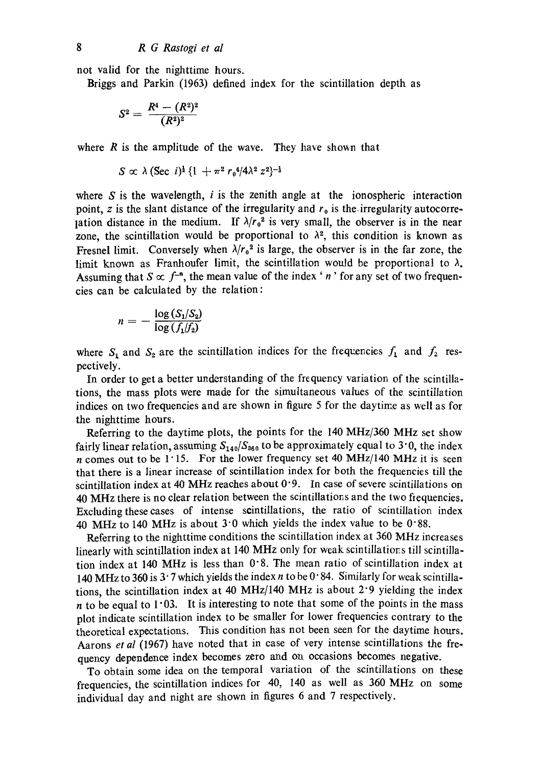not valid for the nighttime hours.

Briggs and Parkin (1963) defined index for the scintillation depth as

$$S^2 = \frac{R^4 - (R^2)^2}{(R^2)^2}$$

where $R$ is the amplitude of the wave. They have shown that

$$S \propto \lambda \, (\text{Sec } i)^{\frac{1}{2}} \, \{1 + \pi^2 \, r_0^4/4\lambda^2 \, z^2\}^{-\frac{1}{2}}$$

where $S$ is the wavelength, $i$ is the zenith angle at the ionospheric interaction point, $z$ is the slant distance of the irregularity and $r_0$ is the irregularity autocorrelation distance in the medium. If $\lambda/r_0^2$ is very small, the observer is in the near zone, the scintillation would be proportional to $\lambda^2$, this condition is known as Fresnel limit. Conversely when $\lambda/r_0^2$ is large, the observer is in the far zone, the limit known as Franhoufer limit, the scintillation would be proportional to $\lambda$. Assuming that $S \propto f^{-n}$, the mean value of the index '$n$' for any set of two frequencies can be calculated by the relation:

$$n = -\frac{\log (S_1/S_2)}{\log (f_1/f_2)}$$

where $S_1$ and $S_2$ are the scintillation indices for the frequencies $f_1$ and $f_2$ respectively.

In order to get a better understanding of the frequency variation of the scintillations, the mass plots were made for the simultaneous values of the scintillation indices on two frequencies and are shown in figure 5 for the daytime as well as for the nighttime hours.

Referring to the daytime plots, the points for the 140 MHz/360 MHz set show fairly linear relation, assuming $S_{140}/S_{360}$ to be approximately equal to 3·0, the index $n$ comes out to be 1·15. For the lower frequency set 40 MHz/140 MHz it is seen that there is a linear increase of scintillation index for both the frequencies till the scintillation index at 40 MHz reaches about 0·9. In case of severe scintillations on 40 MHz there is no clear relation between the scintillations and the two frequencies. Excluding these cases of intense scintillations, the ratio of scintillation index 40 MHz to 140 MHz is about 3·0 which yields the index value to be 0·88.

Referring to the nighttime conditions the scintillation index at 360 MHz increases linearly with scintillation index at 140 MHz only for weak scintillations till scintillation index at 140 MHz is less than 0·8. The mean ratio of scintillation index at 140 MHz to 360 is 3·7 which yields the index $n$ to be 0·84. Similarly for weak scintillations, the scintillation index at 40 MHz/140 MHz is about 2·9 yielding the index $n$ to be equal to 1·03. It is interesting to note that some of the points in the mass plot indicate scintillation index to be smaller for lower frequencies contrary to the theoretical expectations. This condition has not been seen for the daytime hours. Aarons *et al* (1967) have noted that in case of very intense scintillations the frequency dependence index becomes zero and on occasions becomes negative.

To obtain some idea on the temporal variation of the scintillations on these frequencies, the scintillation indices for 40, 140 as well as 360 MHz on some individual day and night are shown in figures 6 and 7 respectively.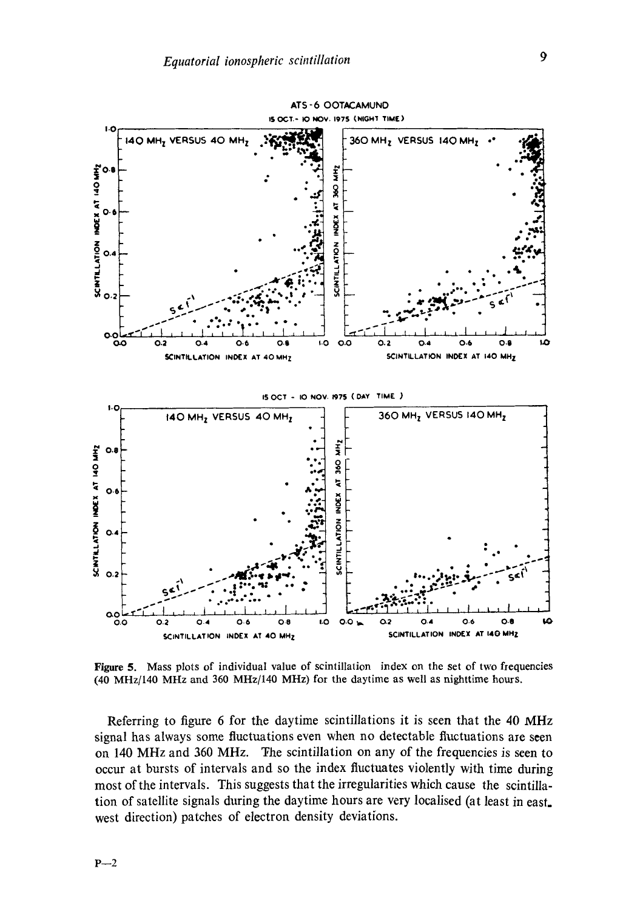Figure 5. Mass plots of individual value of scintillation index on the set of two frequencies (40 MHz/140 MHz and 360 MHz/140 MHz) for the daytime as well as nighttime hours.

Referring to figure 6 for the daytime scintillations it is seen that the 40 MHz signal has always some fluctuations even when no detectable fluctuations are seen on 140 MHz and 360 MHz. The scintillation on any of the frequencies is seen to occur at bursts of intervals and so the index fluctuates violently with time during most of the intervals. This suggests that the irregularities which cause the scintillation of satellite signals during the daytime hours are very localised (at least in east-west direction) patches of electron density deviations.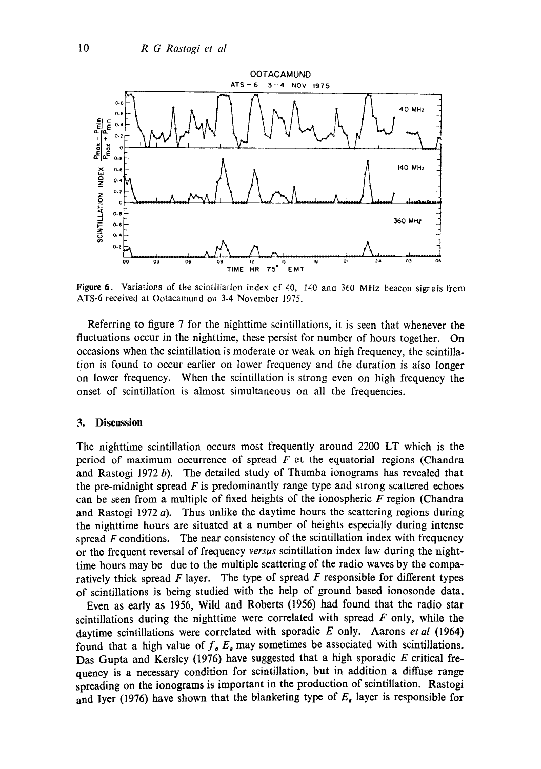Figure 6. Variations of the scintillation index of 40, 140 and 360 MHz beacon signals from ATS-6 received at Ootacamund on 3-4 November 1975.

Referring to figure 7 for the nighttime scintillations, it is seen that whenever the fluctuations occur in the nighttime, these persist for number of hours together. On occasions when the scintillation is moderate or weak on high frequency, the scintillation is found to occur earlier on lower frequency and the duration is also longer on lower frequency. When the scintillation is strong even on high frequency the onset of scintillation is almost simultaneous on all the frequencies.

## 3. Discussion

The nighttime scintillation occurs most frequently around 2200 LT which is the period of maximum occurrence of spread *F* at the equatorial regions (Chandra and Rastogi 1972 *b*). The detailed study of Thumba ionograms has revealed that the pre-midnight spread *F* is predominantly range type and strong scattered echoes can be seen from a multiple of fixed heights of the ionospheric *F* region (Chandra and Rastogi 1972 *a*). Thus unlike the daytime hours the scattering regions during the nighttime hours are situated at a number of heights especially during intense spread *F* conditions. The near consistency of the scintillation index with frequency or the frequent reversal of frequency *versus* scintillation index law during the nighttime hours may be due to the multiple scattering of the radio waves by the comparatively thick spread *F* layer. The type of spread *F* responsible for different types of scintillations is being studied with the help of ground based ionosonde data.

Even as early as 1956, Wild and Roberts (1956) had found that the radio star scintillations during the nighttime were correlated with spread *F* only, while the daytime scintillations were correlated with sporadic *E* only. Aarons *et al* (1964) found that a high value of $f_o E_s$ may sometimes be associated with scintillations. Das Gupta and Kersley (1976) have suggested that a high sporadic *E* critical frequency is a necessary condition for scintillation, but in addition a diffuse range spreading on the ionograms is important in the production of scintillation. Rastogi and Iyer (1976) have shown that the blanketing type of $E_s$ layer is responsible for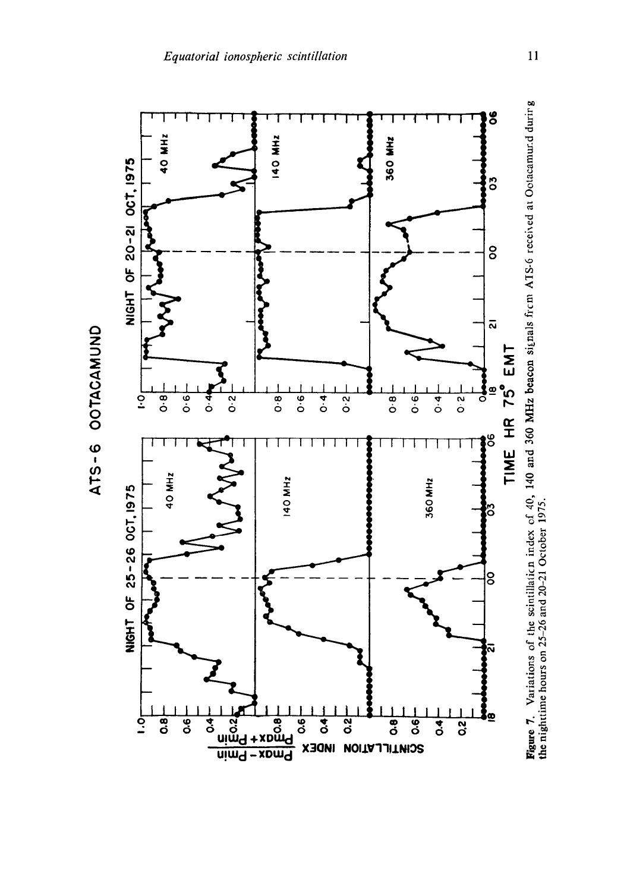**Figure 7.** Variations of the scintillation index of 40, 140 and 360 MHz beacon signals from ATS-6 received at Ootacamund during the nighttime hours on 25–26 and 20–21 October 1975.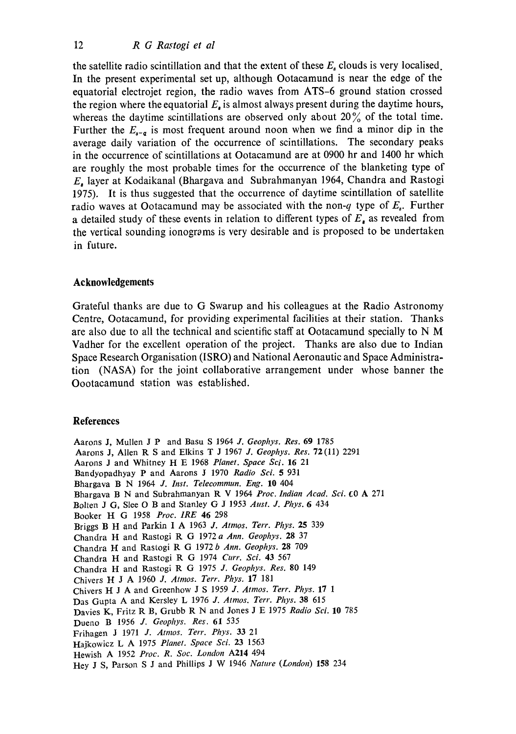the satellite radio scintillation and that the extent of these $E_s$ clouds is very localised. In the present experimental set up, although Ootacamund is near the edge of the equatorial electrojet region, the radio waves from ATS-6 ground station crossed the region where the equatorial $E_s$ is almost always present during the daytime hours, whereas the daytime scintillations are observed only about 20% of the total time. Further the $E_{s-q}$ is most frequent around noon when we find a minor dip in the average daily variation of the occurrence of scintillations. The secondary peaks in the occurrence of scintillations at Ootacamund are at 0900 hr and 1400 hr which are roughly the most probable times for the occurrence of the blanketing type of $E_s$ layer at Kodaikanal (Bhargava and Subrahmanyan 1964, Chandra and Rastogi 1975). It is thus suggested that the occurrence of daytime scintillation of satellite radio waves at Ootacamund may be associated with the non-$q$ type of $E_s$. Further a detailed study of these events in relation to different types of $E_s$ as revealed from the vertical sounding ionograms is very desirable and is proposed to be undertaken in future.

## Acknowledgements

Grateful thanks are due to G Swarup and his colleagues at the Radio Astronomy Centre, Ootacamund, for providing experimental facilities at their station. Thanks are also due to all the technical and scientific staff at Ootacamund specially to N M Vadher for the excellent operation of the project. Thanks are also due to Indian Space Research Organisation (ISRO) and National Aeronautic and Space Administration (NASA) for the joint collaborative arrangement under whose banner the Oootacamund station was established.

## References

Aarons J, Mullen J P and Basu S 1964 *J. Geophys. Res.* **69** 1785

Aarons J, Allen R S and Elkins T J 1967 *J. Geophys. Res.* **72**(11) 2291

Aarons J and Whitney H E 1968 *Planet. Space Sci.* **16** 21

Bandyopadhyay P and Aarons J 1970 *Radio Sci.* **5** 931

Bhargava B N 1964 *J. Inst. Telecommun. Eng.* **10** 404

Bhargava B N and Subrahmanyan R V 1964 *Proc. Indian Acad. Sci.* **60 A** 271

Bolten J G, Slee O B and Stanley G J 1953 *Aust. J. Phys.* **6** 434

Booker H G 1958 *Proc. IRE* **46** 298

Briggs B H and Parkin I A 1963 *J. Atmos. Terr. Phys.* **25** 339

Chandra H and Rastogi R G 1972 *a Ann. Geophys.* **28** 37

Chandra H and Rastogi R G 1972 *b Ann. Geophys.* **28** 709

Chandra H and Rastogi R G 1974 *Curr. Sci.* **43** 567

Chandra H and Rastogi R G 1975 *J. Geophys. Res.* **80** 149

Chivers H J A 1960 *J. Atmos. Terr. Phys.* **17** 181

Chivers H J A and Greenhow J S 1959 *J. Atmos. Terr. Phys.* **17** 1

Das Gupta A and Kersley L 1976 *J. Atmos. Terr. Phys.* **38** 615

Davies K, Fritz R B, Grubb R N and Jones J E 1975 *Radio Sci.* **10** 785

Dueno B 1956 *J. Geophys. Res.* **61** 535

Frihagen J 1971 *J. Atmos. Terr. Phys.* **33** 21

Hajkowicz L A 1975 *Planet. Space Sci.* **23** 1563

Hewish A 1952 *Proc. R. Soc. London* **A214** 494

Hey J S, Parson S J and Phillips J W 1946 *Nature (London)* **158** 234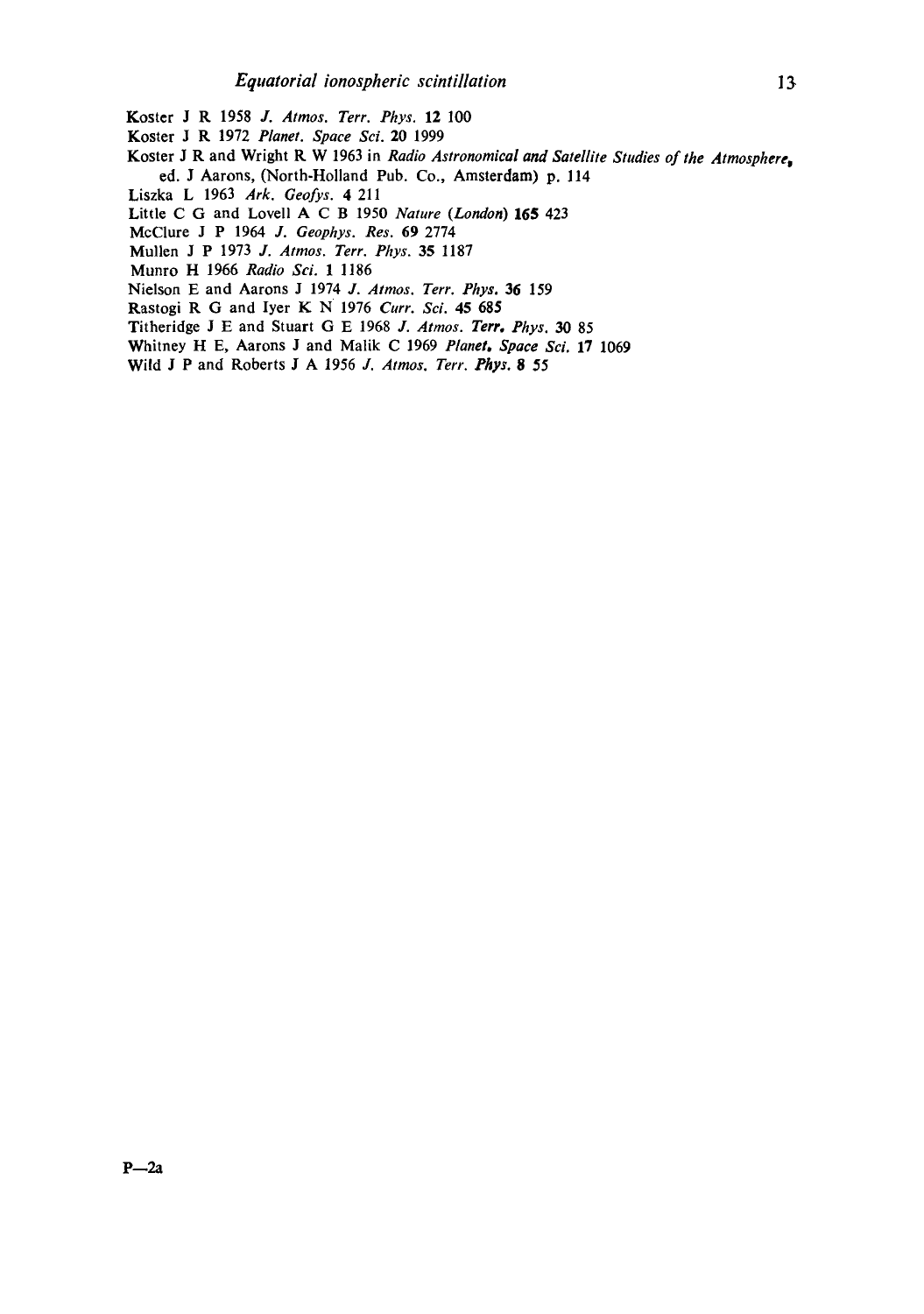Koster J R 1958 *J. Atmos. Terr. Phys.* **12** 100

Koster J R 1972 *Planet. Space Sci.* **20** 1999

Koster J R and Wright R W 1963 in *Radio Astronomical and Satellite Studies of the Atmosphere*, ed. J Aarons, (North-Holland Pub. Co., Amsterdam) p. 114

Liszka L 1963 *Ark. Geofys.* **4** 211

Little C G and Lovell A C B 1950 *Nature (London)* **165** 423

McClure J P 1964 *J. Geophys. Res.* **69** 2774

Mullen J P 1973 *J. Atmos. Terr. Phys.* **35** 1187

Munro H 1966 *Radio Sci.* **1** 1186

Nielson E and Aarons J 1974 *J. Atmos. Terr. Phys.* **36** 159

Rastogi R G and Iyer K N 1976 *Curr. Sci.* **45** 685

Titheridge J E and Stuart G E 1968 *J. Atmos. Terr. Phys.* **30** 85

Whitney H E, Aarons J and Malik C 1969 *Planet. Space Sci.* **17** 1069

Wild J P and Roberts J A 1956 *J. Atmos. Terr. Phys.* **8** 55

P—2a